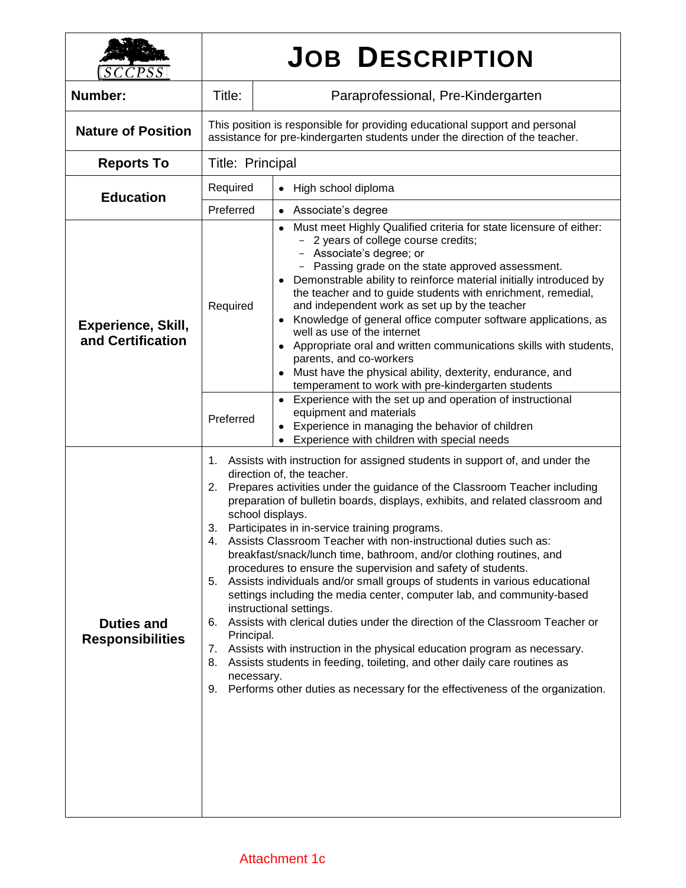# JOB DESCRIPTION

SCCPSS

| | | |
|---|---|---|
| **Number:** | Title: | Paraprofessional, Pre-Kindergarten |
| **Nature of Position** | This position is responsible for providing educational support and personal assistance for pre-kindergarten students under the direction of the teacher. | |
| **Reports To** | Title: Principal | |
| **Education** | Required | • High school diploma |
| | Preferred | • Associate's degree |
| **Experience, Skill, and Certification** | Required | • Must meet Highly Qualified criteria for state licensure of either:<br>– 2 years of college course credits;<br>– Associate's degree; or<br>– Passing grade on the state approved assessment.<br>• Demonstrable ability to reinforce material initially introduced by the teacher and to guide students with enrichment, remedial, and independent work as set up by the teacher<br>• Knowledge of general office computer software applications, as well as use of the internet<br>• Appropriate oral and written communications skills with students, parents, and co-workers<br>• Must have the physical ability, dexterity, endurance, and temperament to work with pre-kindergarten students |
| | Preferred | • Experience with the set up and operation of instructional equipment and materials<br>• Experience in managing the behavior of children<br>• Experience with children with special needs |
| **Duties and Responsibilities** | 1. Assists with instruction for assigned students in support of, and under the direction of, the teacher.<br>2. Prepares activities under the guidance of the Classroom Teacher including preparation of bulletin boards, displays, exhibits, and related classroom and school displays.<br>3. Participates in in-service training programs.<br>4. Assists Classroom Teacher with non-instructional duties such as: breakfast/snack/lunch time, bathroom, and/or clothing routines, and procedures to ensure the supervision and safety of students.<br>5. Assists individuals and/or small groups of students in various educational settings including the media center, computer lab, and community-based instructional settings.<br>6. Assists with clerical duties under the direction of the Classroom Teacher or Principal.<br>7. Assists with instruction in the physical education program as necessary.<br>8. Assists students in feeding, toileting, and other daily care routines as necessary.<br>9. Performs other duties as necessary for the effectiveness of the organization. | |

Attachment 1c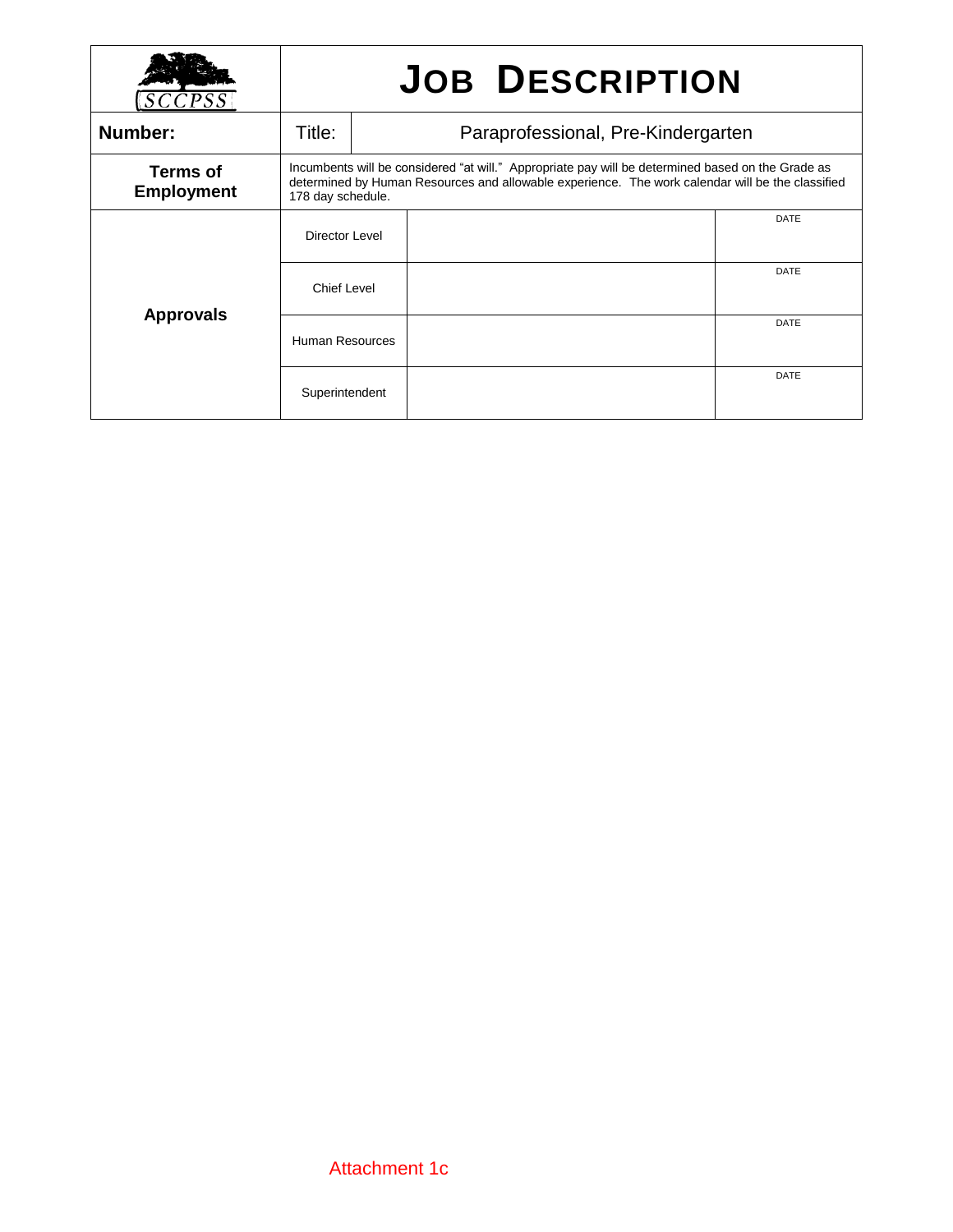| SCCPSS | JOB DESCRIPTION | | |
|---|---|---|---|
| **Number:** | Title: | Paraprofessional, Pre-Kindergarten | |
| **Terms of Employment** | Incumbents will be considered "at will." Appropriate pay will be determined based on the Grade as determined by Human Resources and allowable experience. The work calendar will be the classified 178 day schedule. | | |
| **Approvals** | Director Level | | DATE |
| | Chief Level | | DATE |
| | Human Resources | | DATE |
| | Superintendent | | DATE |

Attachment 1c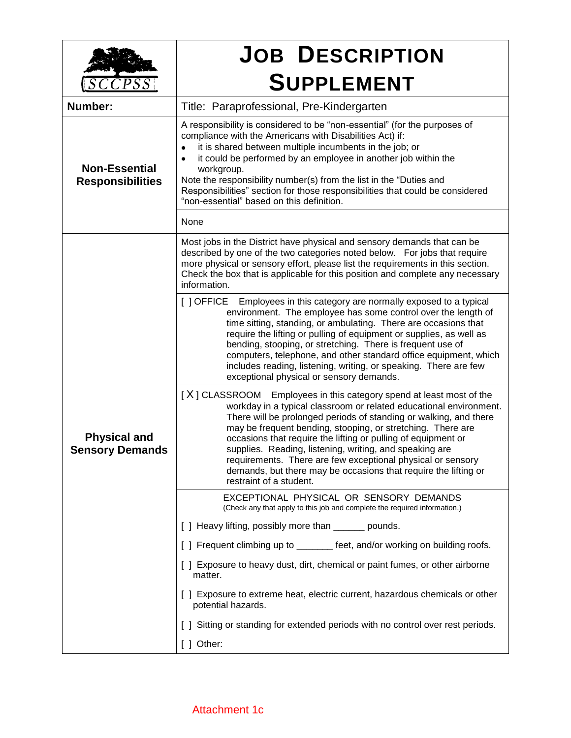# JOB DESCRIPTION SUPPLEMENT

SCCPSS

| | |
|---|---|
| **Number:** | Title: Paraprofessional, Pre-Kindergarten |
| **Non-Essential Responsibilities** | A responsibility is considered to be "non-essential" (for the purposes of compliance with the Americans with Disabilities Act) if:<br>• it is shared between multiple incumbents in the job; or<br>• it could be performed by an employee in another job within the workgroup.<br>Note the responsibility number(s) from the list in the "Duties and Responsibilities" section for those responsibilities that could be considered "non-essential" based on this definition. |
| | None |
| **Physical and Sensory Demands** | Most jobs in the District have physical and sensory demands that can be described by one of the two categories noted below. For jobs that require more physical or sensory effort, please list the requirements in this section. Check the box that is applicable for this position and complete any necessary information. |
| | [ ] OFFICE Employees in this category are normally exposed to a typical environment. The employee has some control over the length of time sitting, standing, or ambulating. There are occasions that require the lifting or pulling of equipment or supplies, as well as bending, stooping, or stretching. There is frequent use of computers, telephone, and other standard office equipment, which includes reading, listening, writing, or speaking. There are few exceptional physical or sensory demands. |
| | [ X ] CLASSROOM Employees in this category spend at least most of the workday in a typical classroom or related educational environment. There will be prolonged periods of standing or walking, and there may be frequent bending, stooping, or stretching. There are occasions that require the lifting or pulling of equipment or supplies. Reading, listening, writing, and speaking are requirements. There are few exceptional physical or sensory demands, but there may be occasions that require the lifting or restraint of a student. |
| | EXCEPTIONAL PHYSICAL OR SENSORY DEMANDS<br>(Check any that apply to this job and complete the required information.)<br>[ ] Heavy lifting, possibly more than ______ pounds.<br>[ ] Frequent climbing up to _______ feet, and/or working on building roofs.<br>[ ] Exposure to heavy dust, dirt, chemical or paint fumes, or other airborne matter.<br>[ ] Exposure to extreme heat, electric current, hazardous chemicals or other potential hazards.<br>[ ] Sitting or standing for extended periods with no control over rest periods.<br>[ ] Other: |

Attachment 1c